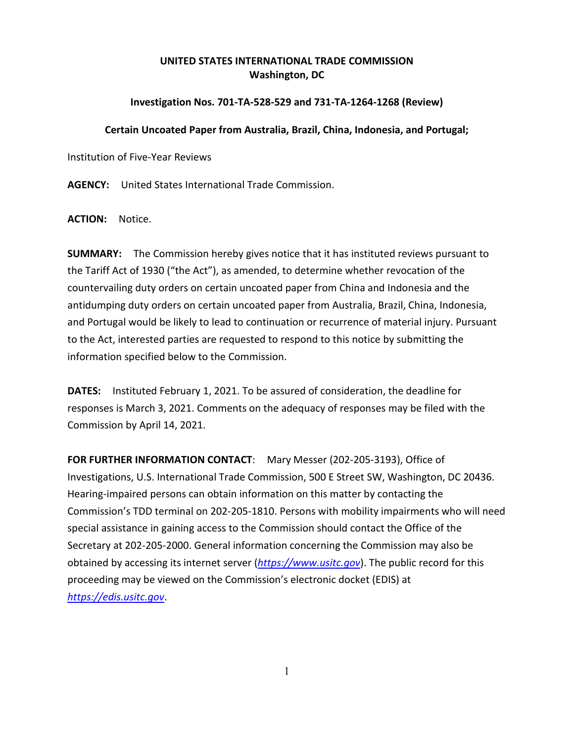**UNITED STATES INTERNATIONAL TRADE COMMISSION**
**Washington, DC**

**Investigation Nos. 701-TA-528-529 and 731-TA-1264-1268 (Review)**

**Certain Uncoated Paper from Australia, Brazil, China, Indonesia, and Portugal;**

Institution of Five-Year Reviews

**AGENCY:** United States International Trade Commission.

**ACTION:** Notice.

**SUMMARY:** The Commission hereby gives notice that it has instituted reviews pursuant to the Tariff Act of 1930 ("the Act"), as amended, to determine whether revocation of the countervailing duty orders on certain uncoated paper from China and Indonesia and the antidumping duty orders on certain uncoated paper from Australia, Brazil, China, Indonesia, and Portugal would be likely to lead to continuation or recurrence of material injury. Pursuant to the Act, interested parties are requested to respond to this notice by submitting the information specified below to the Commission.

**DATES:** Instituted February 1, 2021. To be assured of consideration, the deadline for responses is March 3, 2021. Comments on the adequacy of responses may be filed with the Commission by April 14, 2021.

**FOR FURTHER INFORMATION CONTACT**: Mary Messer (202-205-3193), Office of Investigations, U.S. International Trade Commission, 500 E Street SW, Washington, DC 20436. Hearing-impaired persons can obtain information on this matter by contacting the Commission's TDD terminal on 202-205-1810. Persons with mobility impairments who will need special assistance in gaining access to the Commission should contact the Office of the Secretary at 202-205-2000. General information concerning the Commission may also be obtained by accessing its internet server (*https://www.usitc.gov*). The public record for this proceeding may be viewed on the Commission's electronic docket (EDIS) at *https://edis.usitc.gov*.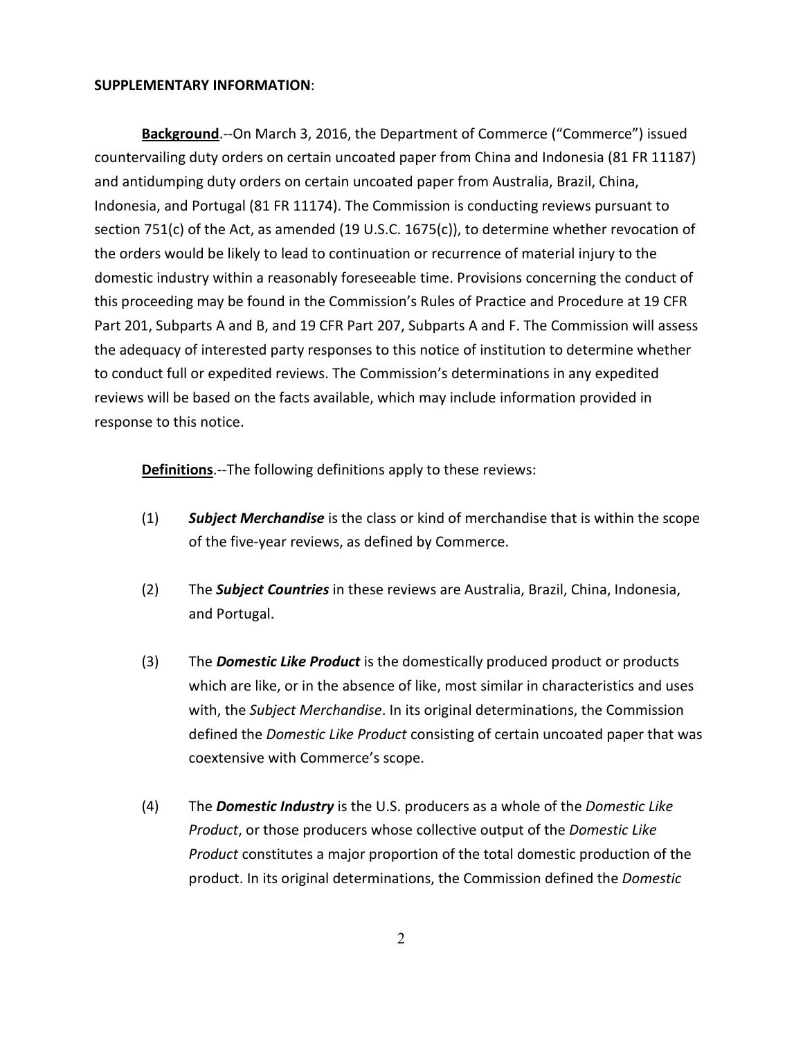**SUPPLEMENTARY INFORMATION**:

**Background**.--On March 3, 2016, the Department of Commerce ("Commerce") issued countervailing duty orders on certain uncoated paper from China and Indonesia (81 FR 11187) and antidumping duty orders on certain uncoated paper from Australia, Brazil, China, Indonesia, and Portugal (81 FR 11174). The Commission is conducting reviews pursuant to section 751(c) of the Act, as amended (19 U.S.C. 1675(c)), to determine whether revocation of the orders would be likely to lead to continuation or recurrence of material injury to the domestic industry within a reasonably foreseeable time. Provisions concerning the conduct of this proceeding may be found in the Commission's Rules of Practice and Procedure at 19 CFR Part 201, Subparts A and B, and 19 CFR Part 207, Subparts A and F. The Commission will assess the adequacy of interested party responses to this notice of institution to determine whether to conduct full or expedited reviews. The Commission's determinations in any expedited reviews will be based on the facts available, which may include information provided in response to this notice.

**Definitions**.--The following definitions apply to these reviews:

(1) ***Subject Merchandise*** is the class or kind of merchandise that is within the scope of the five-year reviews, as defined by Commerce.

(2) The ***Subject Countries*** in these reviews are Australia, Brazil, China, Indonesia, and Portugal.

(3) The ***Domestic Like Product*** is the domestically produced product or products which are like, or in the absence of like, most similar in characteristics and uses with, the *Subject Merchandise*. In its original determinations, the Commission defined the *Domestic Like Product* consisting of certain uncoated paper that was coextensive with Commerce's scope.

(4) The ***Domestic Industry*** is the U.S. producers as a whole of the *Domestic Like Product*, or those producers whose collective output of the *Domestic Like Product* constitutes a major proportion of the total domestic production of the product. In its original determinations, the Commission defined the *Domestic*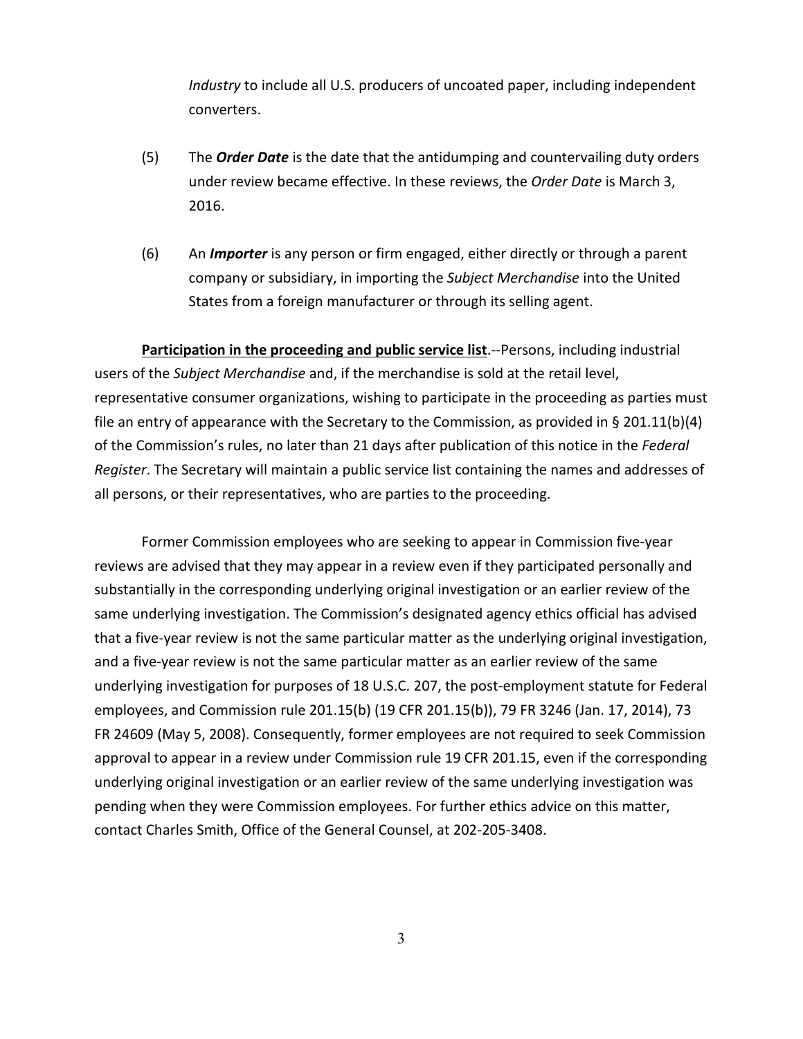*Industry* to include all U.S. producers of uncoated paper, including independent converters.

(5) The ***Order Date*** is the date that the antidumping and countervailing duty orders under review became effective. In these reviews, the *Order Date* is March 3, 2016.

(6) An ***Importer*** is any person or firm engaged, either directly or through a parent company or subsidiary, in importing the *Subject Merchandise* into the United States from a foreign manufacturer or through its selling agent.

**Participation in the proceeding and public service list**.--Persons, including industrial users of the *Subject Merchandise* and, if the merchandise is sold at the retail level, representative consumer organizations, wishing to participate in the proceeding as parties must file an entry of appearance with the Secretary to the Commission, as provided in § 201.11(b)(4) of the Commission's rules, no later than 21 days after publication of this notice in the *Federal Register*. The Secretary will maintain a public service list containing the names and addresses of all persons, or their representatives, who are parties to the proceeding.

Former Commission employees who are seeking to appear in Commission five-year reviews are advised that they may appear in a review even if they participated personally and substantially in the corresponding underlying original investigation or an earlier review of the same underlying investigation. The Commission's designated agency ethics official has advised that a five-year review is not the same particular matter as the underlying original investigation, and a five-year review is not the same particular matter as an earlier review of the same underlying investigation for purposes of 18 U.S.C. 207, the post-employment statute for Federal employees, and Commission rule 201.15(b) (19 CFR 201.15(b)), 79 FR 3246 (Jan. 17, 2014), 73 FR 24609 (May 5, 2008). Consequently, former employees are not required to seek Commission approval to appear in a review under Commission rule 19 CFR 201.15, even if the corresponding underlying original investigation or an earlier review of the same underlying investigation was pending when they were Commission employees. For further ethics advice on this matter, contact Charles Smith, Office of the General Counsel, at 202-205-3408.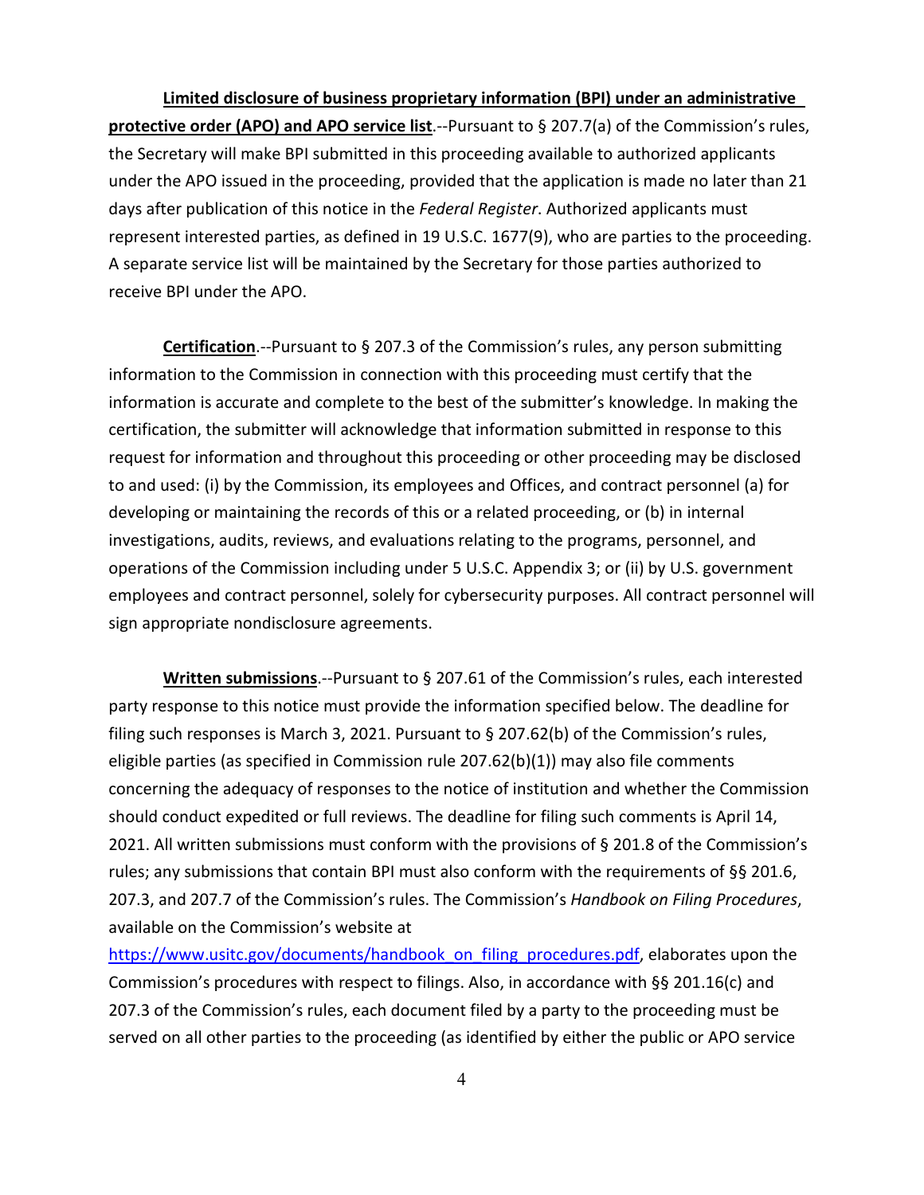**Limited disclosure of business proprietary information (BPI) under an administrative protective order (APO) and APO service list**.--Pursuant to § 207.7(a) of the Commission's rules, the Secretary will make BPI submitted in this proceeding available to authorized applicants under the APO issued in the proceeding, provided that the application is made no later than 21 days after publication of this notice in the *Federal Register*. Authorized applicants must represent interested parties, as defined in 19 U.S.C. 1677(9), who are parties to the proceeding. A separate service list will be maintained by the Secretary for those parties authorized to receive BPI under the APO.

**Certification**.--Pursuant to § 207.3 of the Commission's rules, any person submitting information to the Commission in connection with this proceeding must certify that the information is accurate and complete to the best of the submitter's knowledge. In making the certification, the submitter will acknowledge that information submitted in response to this request for information and throughout this proceeding or other proceeding may be disclosed to and used: (i) by the Commission, its employees and Offices, and contract personnel (a) for developing or maintaining the records of this or a related proceeding, or (b) in internal investigations, audits, reviews, and evaluations relating to the programs, personnel, and operations of the Commission including under 5 U.S.C. Appendix 3; or (ii) by U.S. government employees and contract personnel, solely for cybersecurity purposes. All contract personnel will sign appropriate nondisclosure agreements.

**Written submissions**.--Pursuant to § 207.61 of the Commission's rules, each interested party response to this notice must provide the information specified below. The deadline for filing such responses is March 3, 2021. Pursuant to § 207.62(b) of the Commission's rules, eligible parties (as specified in Commission rule 207.62(b)(1)) may also file comments concerning the adequacy of responses to the notice of institution and whether the Commission should conduct expedited or full reviews. The deadline for filing such comments is April 14, 2021. All written submissions must conform with the provisions of § 201.8 of the Commission's rules; any submissions that contain BPI must also conform with the requirements of §§ 201.6, 207.3, and 207.7 of the Commission's rules. The Commission's *Handbook on Filing Procedures*, available on the Commission's website at https://www.usitc.gov/documents/handbook_on_filing_procedures.pdf, elaborates upon the Commission's procedures with respect to filings. Also, in accordance with §§ 201.16(c) and 207.3 of the Commission's rules, each document filed by a party to the proceeding must be served on all other parties to the proceeding (as identified by either the public or APO service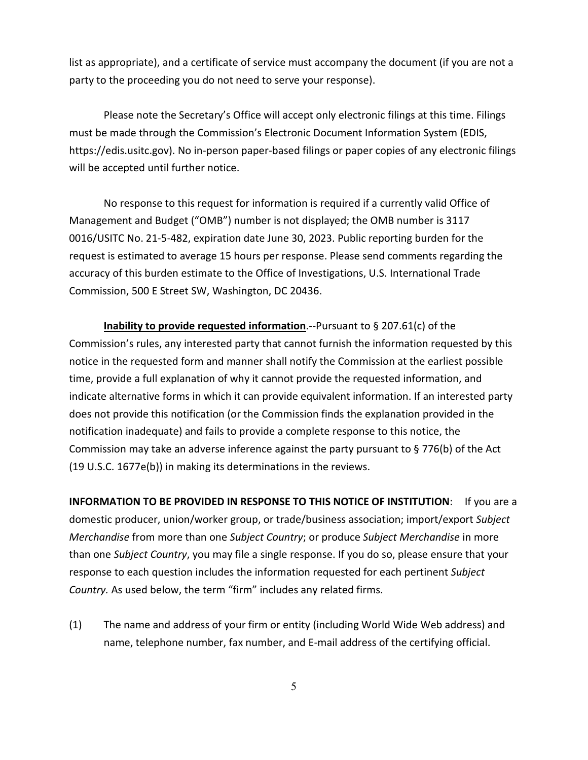list as appropriate), and a certificate of service must accompany the document (if you are not a party to the proceeding you do not need to serve your response).

Please note the Secretary's Office will accept only electronic filings at this time. Filings must be made through the Commission's Electronic Document Information System (EDIS, https://edis.usitc.gov). No in-person paper-based filings or paper copies of any electronic filings will be accepted until further notice.

No response to this request for information is required if a currently valid Office of Management and Budget ("OMB") number is not displayed; the OMB number is 3117 0016/USITC No. 21-5-482, expiration date June 30, 2023. Public reporting burden for the request is estimated to average 15 hours per response. Please send comments regarding the accuracy of this burden estimate to the Office of Investigations, U.S. International Trade Commission, 500 E Street SW, Washington, DC 20436.

**Inability to provide requested information**.--Pursuant to § 207.61(c) of the Commission's rules, any interested party that cannot furnish the information requested by this notice in the requested form and manner shall notify the Commission at the earliest possible time, provide a full explanation of why it cannot provide the requested information, and indicate alternative forms in which it can provide equivalent information. If an interested party does not provide this notification (or the Commission finds the explanation provided in the notification inadequate) and fails to provide a complete response to this notice, the Commission may take an adverse inference against the party pursuant to § 776(b) of the Act (19 U.S.C. 1677e(b)) in making its determinations in the reviews.

**INFORMATION TO BE PROVIDED IN RESPONSE TO THIS NOTICE OF INSTITUTION**: If you are a domestic producer, union/worker group, or trade/business association; import/export *Subject Merchandise* from more than one *Subject Country*; or produce *Subject Merchandise* in more than one *Subject Country*, you may file a single response. If you do so, please ensure that your response to each question includes the information requested for each pertinent *Subject Country.* As used below, the term "firm" includes any related firms.

(1) The name and address of your firm or entity (including World Wide Web address) and name, telephone number, fax number, and E-mail address of the certifying official.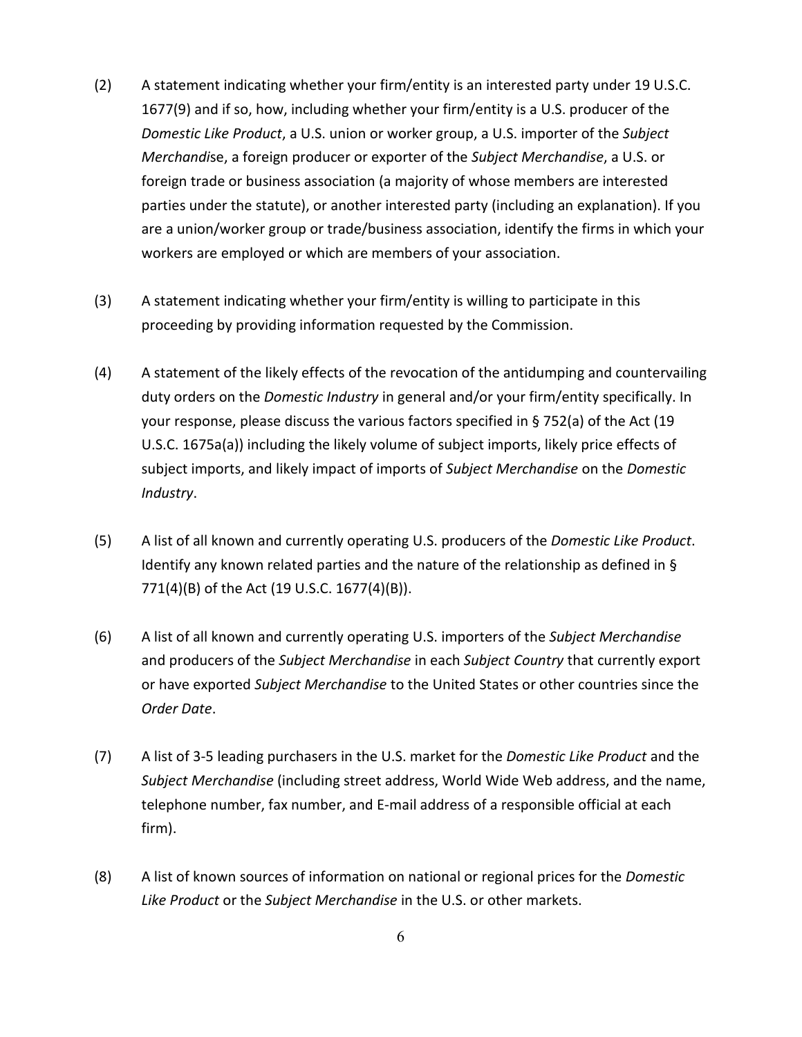(2) A statement indicating whether your firm/entity is an interested party under 19 U.S.C. 1677(9) and if so, how, including whether your firm/entity is a U.S. producer of the *Domestic Like Product*, a U.S. union or worker group, a U.S. importer of the *Subject Merchandis*e, a foreign producer or exporter of the *Subject Merchandise*, a U.S. or foreign trade or business association (a majority of whose members are interested parties under the statute), or another interested party (including an explanation). If you are a union/worker group or trade/business association, identify the firms in which your workers are employed or which are members of your association.

(3) A statement indicating whether your firm/entity is willing to participate in this proceeding by providing information requested by the Commission.

(4) A statement of the likely effects of the revocation of the antidumping and countervailing duty orders on the *Domestic Industry* in general and/or your firm/entity specifically. In your response, please discuss the various factors specified in § 752(a) of the Act (19 U.S.C. 1675a(a)) including the likely volume of subject imports, likely price effects of subject imports, and likely impact of imports of *Subject Merchandise* on the *Domestic Industry*.

(5) A list of all known and currently operating U.S. producers of the *Domestic Like Product*. Identify any known related parties and the nature of the relationship as defined in § 771(4)(B) of the Act (19 U.S.C. 1677(4)(B)).

(6) A list of all known and currently operating U.S. importers of the *Subject Merchandise* and producers of the *Subject Merchandise* in each *Subject Country* that currently export or have exported *Subject Merchandise* to the United States or other countries since the *Order Date*.

(7) A list of 3-5 leading purchasers in the U.S. market for the *Domestic Like Product* and the *Subject Merchandise* (including street address, World Wide Web address, and the name, telephone number, fax number, and E-mail address of a responsible official at each firm).

(8) A list of known sources of information on national or regional prices for the *Domestic Like Product* or the *Subject Merchandise* in the U.S. or other markets.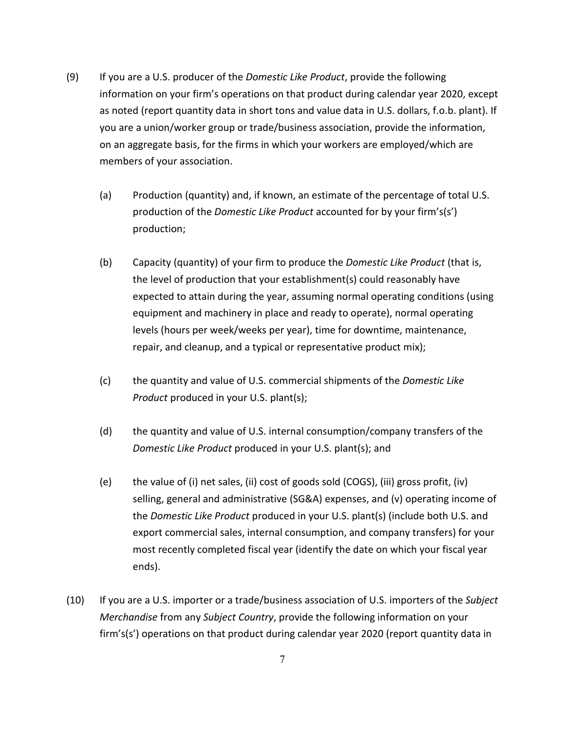(9) If you are a U.S. producer of the *Domestic Like Product*, provide the following information on your firm's operations on that product during calendar year 2020, except as noted (report quantity data in short tons and value data in U.S. dollars, f.o.b. plant). If you are a union/worker group or trade/business association, provide the information, on an aggregate basis, for the firms in which your workers are employed/which are members of your association.

  (a) Production (quantity) and, if known, an estimate of the percentage of total U.S. production of the *Domestic Like Product* accounted for by your firm's(s') production;

  (b) Capacity (quantity) of your firm to produce the *Domestic Like Product* (that is, the level of production that your establishment(s) could reasonably have expected to attain during the year, assuming normal operating conditions (using equipment and machinery in place and ready to operate), normal operating levels (hours per week/weeks per year), time for downtime, maintenance, repair, and cleanup, and a typical or representative product mix);

  (c) the quantity and value of U.S. commercial shipments of the *Domestic Like Product* produced in your U.S. plant(s);

  (d) the quantity and value of U.S. internal consumption/company transfers of the *Domestic Like Product* produced in your U.S. plant(s); and

  (e) the value of (i) net sales, (ii) cost of goods sold (COGS), (iii) gross profit, (iv) selling, general and administrative (SG&A) expenses, and (v) operating income of the *Domestic Like Product* produced in your U.S. plant(s) (include both U.S. and export commercial sales, internal consumption, and company transfers) for your most recently completed fiscal year (identify the date on which your fiscal year ends).

(10) If you are a U.S. importer or a trade/business association of U.S. importers of the *Subject Merchandise* from any *Subject Country*, provide the following information on your firm's(s') operations on that product during calendar year 2020 (report quantity data in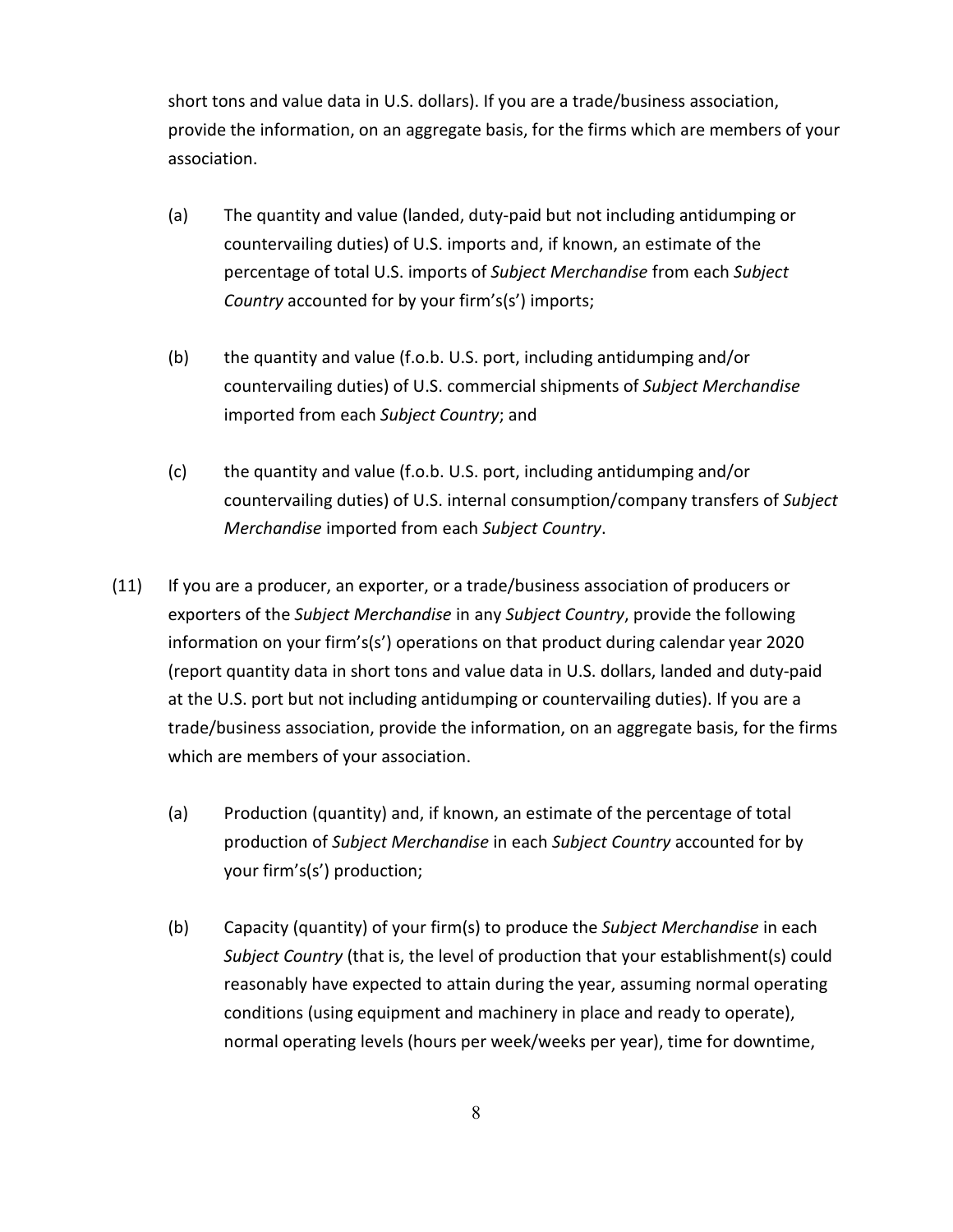short tons and value data in U.S. dollars). If you are a trade/business association, provide the information, on an aggregate basis, for the firms which are members of your association.

(a) The quantity and value (landed, duty-paid but not including antidumping or countervailing duties) of U.S. imports and, if known, an estimate of the percentage of total U.S. imports of *Subject Merchandise* from each *Subject Country* accounted for by your firm's(s') imports;

(b) the quantity and value (f.o.b. U.S. port, including antidumping and/or countervailing duties) of U.S. commercial shipments of *Subject Merchandise* imported from each *Subject Country*; and

(c) the quantity and value (f.o.b. U.S. port, including antidumping and/or countervailing duties) of U.S. internal consumption/company transfers of *Subject Merchandise* imported from each *Subject Country*.

(11) If you are a producer, an exporter, or a trade/business association of producers or exporters of the *Subject Merchandise* in any *Subject Country*, provide the following information on your firm's(s') operations on that product during calendar year 2020 (report quantity data in short tons and value data in U.S. dollars, landed and duty-paid at the U.S. port but not including antidumping or countervailing duties). If you are a trade/business association, provide the information, on an aggregate basis, for the firms which are members of your association.

(a) Production (quantity) and, if known, an estimate of the percentage of total production of *Subject Merchandise* in each *Subject Country* accounted for by your firm's(s') production;

(b) Capacity (quantity) of your firm(s) to produce the *Subject Merchandise* in each *Subject Country* (that is, the level of production that your establishment(s) could reasonably have expected to attain during the year, assuming normal operating conditions (using equipment and machinery in place and ready to operate), normal operating levels (hours per week/weeks per year), time for downtime,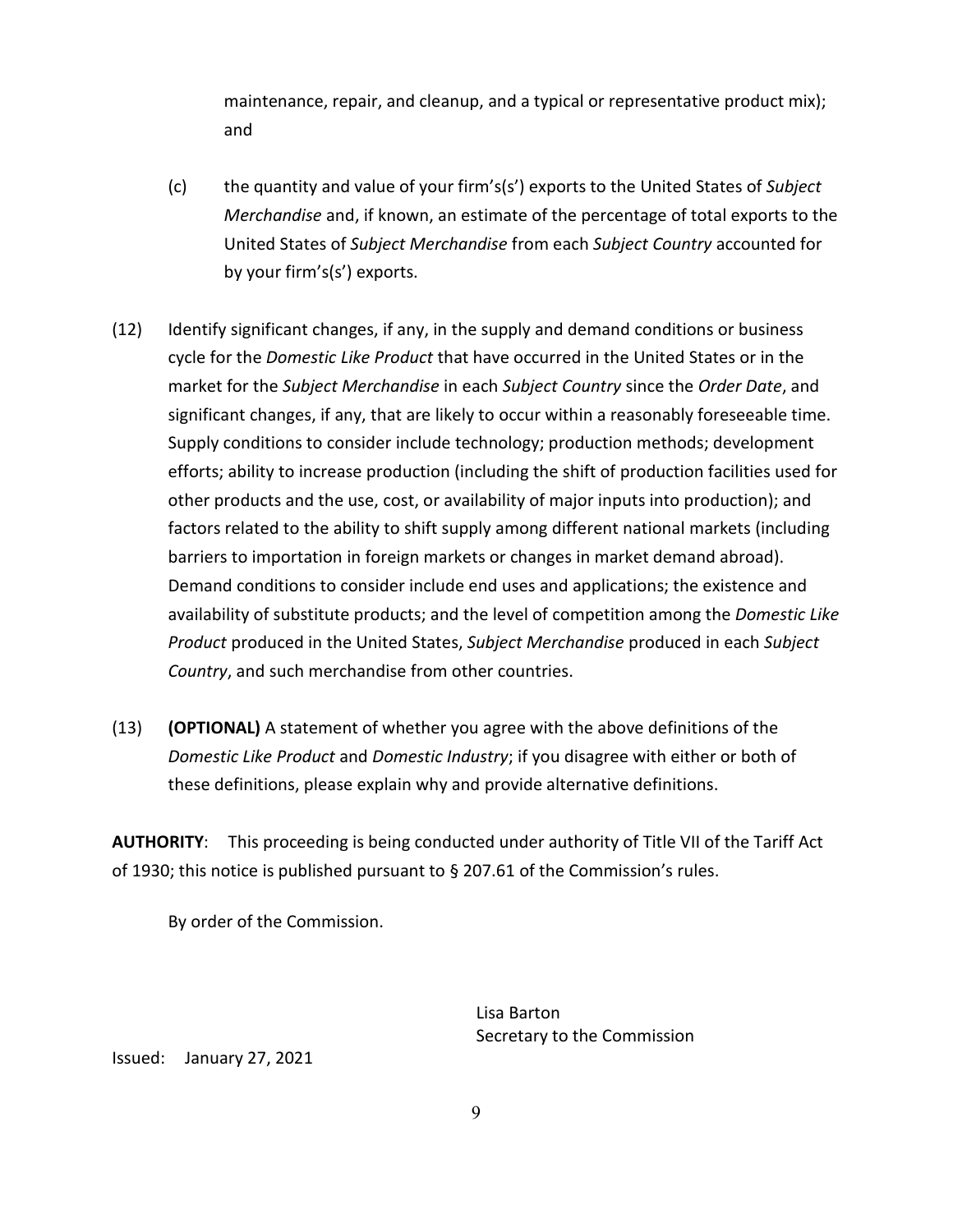maintenance, repair, and cleanup, and a typical or representative product mix); and

(c) the quantity and value of your firm's(s') exports to the United States of *Subject Merchandise* and, if known, an estimate of the percentage of total exports to the United States of *Subject Merchandise* from each *Subject Country* accounted for by your firm's(s') exports.

(12) Identify significant changes, if any, in the supply and demand conditions or business cycle for the *Domestic Like Product* that have occurred in the United States or in the market for the *Subject Merchandise* in each *Subject Country* since the *Order Date*, and significant changes, if any, that are likely to occur within a reasonably foreseeable time. Supply conditions to consider include technology; production methods; development efforts; ability to increase production (including the shift of production facilities used for other products and the use, cost, or availability of major inputs into production); and factors related to the ability to shift supply among different national markets (including barriers to importation in foreign markets or changes in market demand abroad). Demand conditions to consider include end uses and applications; the existence and availability of substitute products; and the level of competition among the *Domestic Like Product* produced in the United States, *Subject Merchandise* produced in each *Subject Country*, and such merchandise from other countries.

(13) **(OPTIONAL)** A statement of whether you agree with the above definitions of the *Domestic Like Product* and *Domestic Industry*; if you disagree with either or both of these definitions, please explain why and provide alternative definitions.

**AUTHORITY**: This proceeding is being conducted under authority of Title VII of the Tariff Act of 1930; this notice is published pursuant to § 207.61 of the Commission's rules.

By order of the Commission.

Lisa Barton
Secretary to the Commission

Issued: January 27, 2021